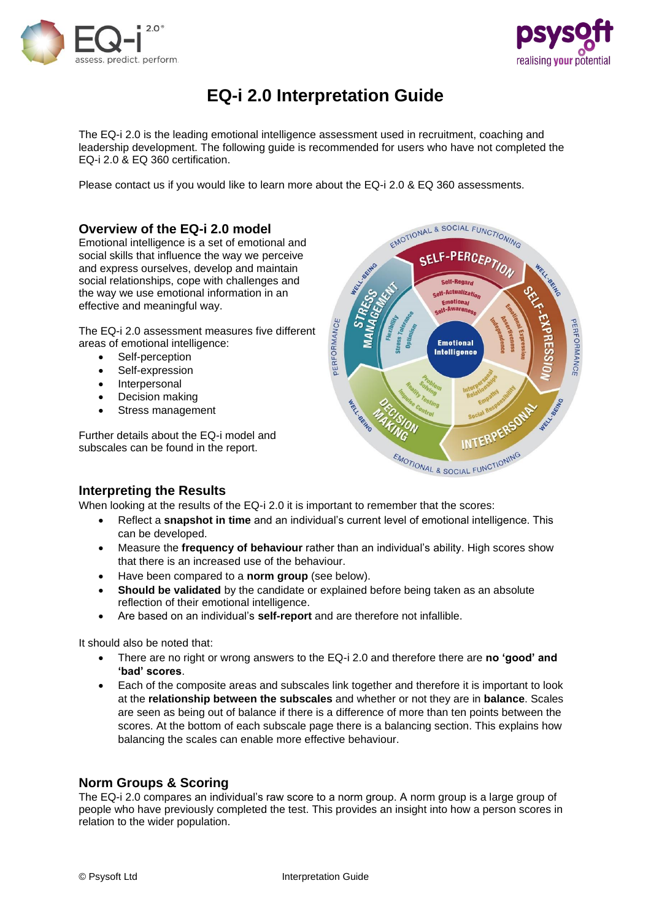# EQ-i 2.0 Interpretation Guide

The EQ-i 2.0 is the leading emotional intelligence assessment used in recruitment, coaching and leadership development. The following guide is recommended for users who have not completed the EQ-i 2.0 & EQ 360 certification.

Please contact us if you would like to learn more about the EQ-i 2.0 & EQ 360 assessments.

## Overview of the EQ-i 2.0 model

Emotional intelligence is a set of emotional and social skills that influence the way we perceive and express ourselves, develop and maintain social relationships, cope with challenges and the way we use emotional information in an effective and meaningful way.

The EQ-i 2.0 assessment measures five different areas of emotional intelligence:

- Self-perception
- Self-expression
- Interpersonal
- Decision making
- Stress management

Further details about the EQ-i model and subscales can be found in the report.

## Interpreting the Results

When looking at the results of the EQ-i 2.0 it is important to remember that the scores:

- Reflect a **snapshot in time** and an individual's current level of emotional intelligence. This can be developed.
- Measure the **frequency of behaviour** rather than an individual's ability. High scores show that there is an increased use of the behaviour.
- Have been compared to a **norm group** (see below).
- **Should be validated** by the candidate or explained before being taken as an absolute reflection of their emotional intelligence.
- Are based on an individual's **self-report** and are therefore not infallible.

It should also be noted that:

- There are no right or wrong answers to the EQ-i 2.0 and therefore there are **no 'good' and 'bad' scores**.
- Each of the composite areas and subscales link together and therefore it is important to look at the **relationship between the subscales** and whether or not they are in **balance**. Scales are seen as being out of balance if there is a difference of more than ten points between the scores. At the bottom of each subscale page there is a balancing section. This explains how balancing the scales can enable more effective behaviour.

## Norm Groups & Scoring

The EQ-i 2.0 compares an individual's raw score to a norm group. A norm group is a large group of people who have previously completed the test. This provides an insight into how a person scores in relation to the wider population.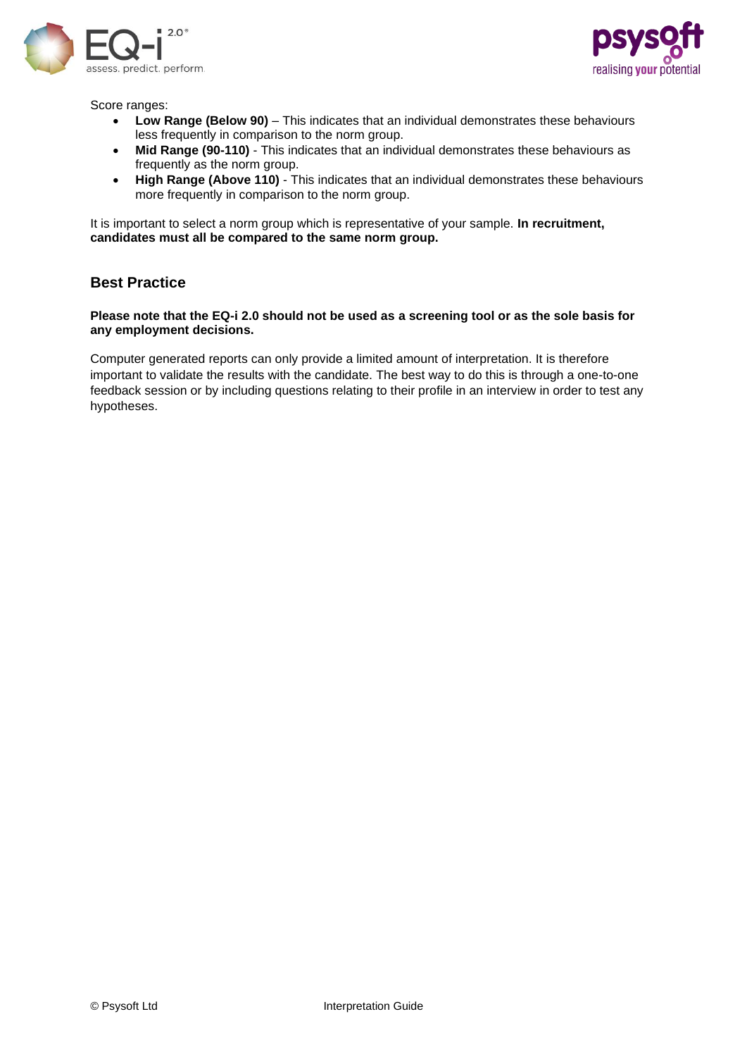Score ranges:

- **Low Range (Below 90)** – This indicates that an individual demonstrates these behaviours less frequently in comparison to the norm group.
- **Mid Range (90-110)** - This indicates that an individual demonstrates these behaviours as frequently as the norm group.
- **High Range (Above 110)** - This indicates that an individual demonstrates these behaviours more frequently in comparison to the norm group.

It is important to select a norm group which is representative of your sample. **In recruitment, candidates must all be compared to the same norm group.**

## Best Practice

**Please note that the EQ-i 2.0 should not be used as a screening tool or as the sole basis for any employment decisions.**

Computer generated reports can only provide a limited amount of interpretation. It is therefore important to validate the results with the candidate. The best way to do this is through a one-to-one feedback session or by including questions relating to their profile in an interview in order to test any hypotheses.